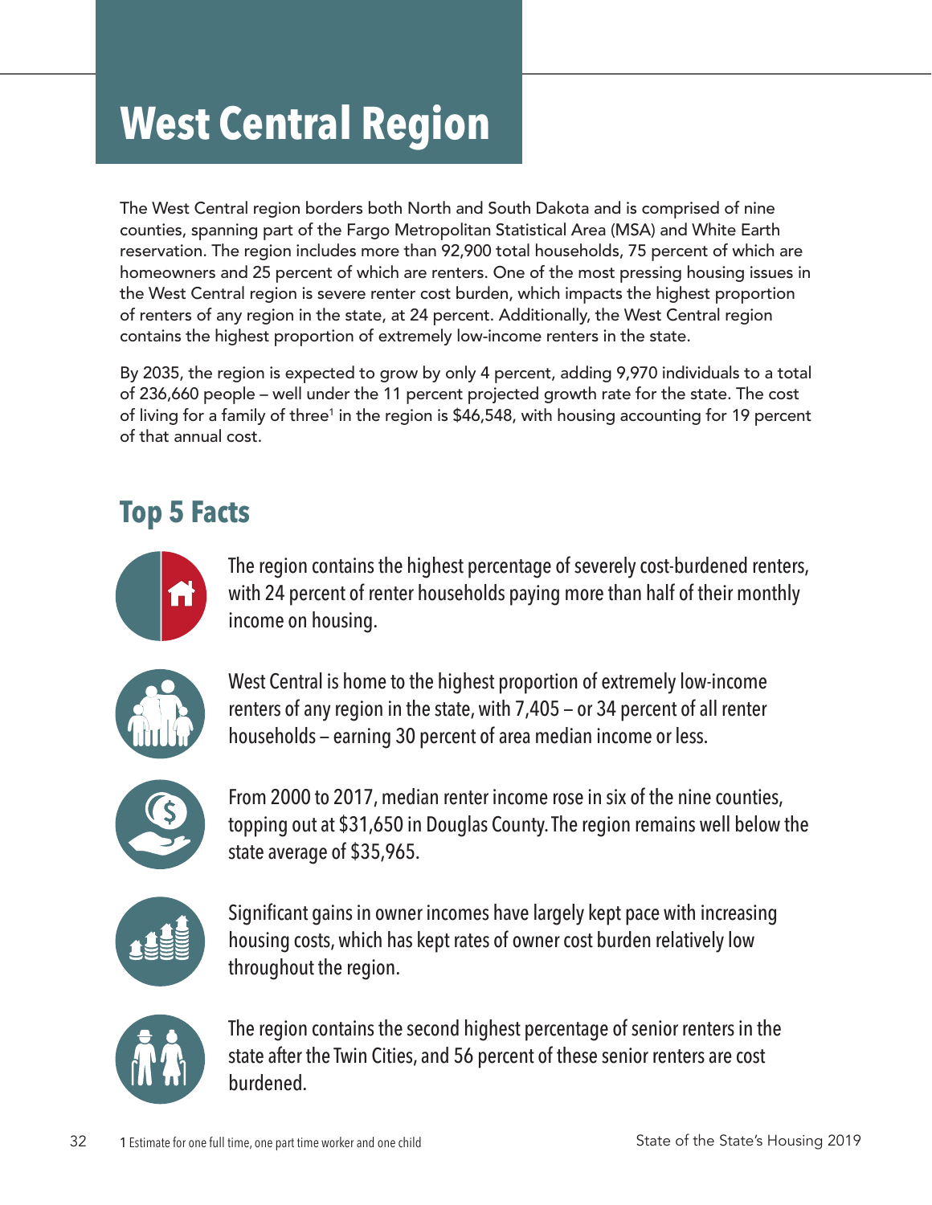# West Central Region

The West Central region borders both North and South Dakota and is comprised of nine counties, spanning part of the Fargo Metropolitan Statistical Area (MSA) and White Earth reservation. The region includes more than 92,900 total households, 75 percent of which are homeowners and 25 percent of which are renters. One of the most pressing housing issues in the West Central region is severe renter cost burden, which impacts the highest proportion of renters of any region in the state, at 24 percent. Additionally, the West Central region contains the highest proportion of extremely low-income renters in the state.

By 2035, the region is expected to grow by only 4 percent, adding 9,970 individuals to a total of 236,660 people – well under the 11 percent projected growth rate for the state. The cost of living for a family of three[1] in the region is $46,548, with housing accounting for 19 percent of that annual cost.

## Top 5 Facts

The region contains the highest percentage of severely cost-burdened renters, with 24 percent of renter households paying more than half of their monthly income on housing.

West Central is home to the highest proportion of extremely low-income renters of any region in the state, with 7,405 – or 34 percent of all renter households – earning 30 percent of area median income or less.

From 2000 to 2017, median renter income rose in six of the nine counties, topping out at $31,650 in Douglas County. The region remains well below the state average of $35,965.

Significant gains in owner incomes have largely kept pace with increasing housing costs, which has kept rates of owner cost burden relatively low throughout the region.

The region contains the second highest percentage of senior renters in the state after the Twin Cities, and 56 percent of these senior renters are cost burdened.

1 Estimate for one full time, one part time worker and one child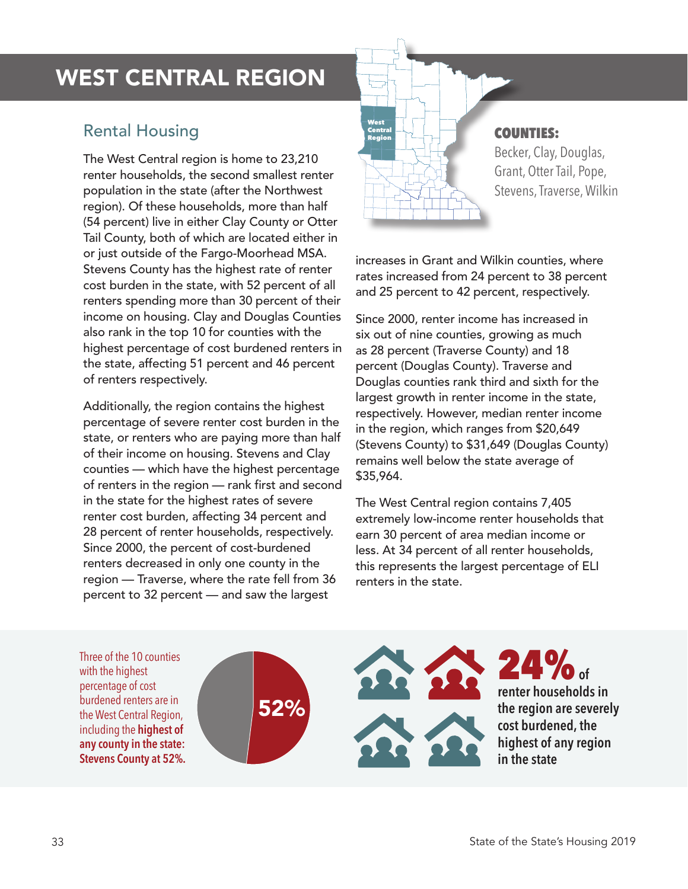# WEST CENTRAL REGION

West Central Region

**COUNTIES:**
Becker, Clay, Douglas, Grant, Otter Tail, Pope, Stevens, Traverse, Wilkin

## Rental Housing

The West Central region is home to 23,210 renter households, the second smallest renter population in the state (after the Northwest region). Of these households, more than half (54 percent) live in either Clay County or Otter Tail County, both of which are located either in or just outside of the Fargo-Moorhead MSA. Stevens County has the highest rate of renter cost burden in the state, with 52 percent of all renters spending more than 30 percent of their income on housing. Clay and Douglas Counties also rank in the top 10 for counties with the highest percentage of cost burdened renters in the state, affecting 51 percent and 46 percent of renters respectively.

Additionally, the region contains the highest percentage of severe renter cost burden in the state, or renters who are paying more than half of their income on housing. Stevens and Clay counties — which have the highest percentage of renters in the region — rank first and second in the state for the highest rates of severe renter cost burden, affecting 34 percent and 28 percent of renter households, respectively. Since 2000, the percent of cost-burdened renters decreased in only one county in the region — Traverse, where the rate fell from 36 percent to 32 percent — and saw the largest increases in Grant and Wilkin counties, where rates increased from 24 percent to 38 percent and 25 percent to 42 percent, respectively.

Since 2000, renter income has increased in six out of nine counties, growing as much as 28 percent (Traverse County) and 18 percent (Douglas County). Traverse and Douglas counties rank third and sixth for the largest growth in renter income in the state, respectively. However, median renter income in the region, which ranges from $20,649 (Stevens County) to $31,649 (Douglas County) remains well below the state average of $35,964.

The West Central region contains 7,405 extremely low-income renter households that earn 30 percent of area median income or less. At 34 percent of all renter households, this represents the largest percentage of ELI renters in the state.

Three of the 10 counties with the highest percentage of cost burdened renters are in the West Central Region, including the **highest of any county in the state: Stevens County at 52%.**

52%

**24%** of renter households in the region are severely cost burdened, the highest of any region in the state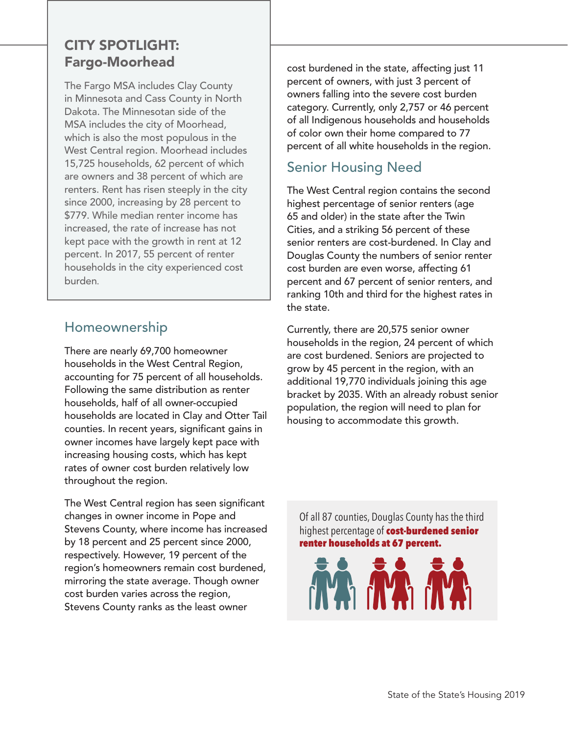## CITY SPOTLIGHT: Fargo-Moorhead

The Fargo MSA includes Clay County in Minnesota and Cass County in North Dakota. The Minnesotan side of the MSA includes the city of Moorhead, which is also the most populous in the West Central region. Moorhead includes 15,725 households, 62 percent of which are owners and 38 percent of which are renters. Rent has risen steeply in the city since 2000, increasing by 28 percent to $779. While median renter income has increased, the rate of increase has not kept pace with the growth in rent at 12 percent. In 2017, 55 percent of renter households in the city experienced cost burden.

## Homeownership

There are nearly 69,700 homeowner households in the West Central Region, accounting for 75 percent of all households. Following the same distribution as renter households, half of all owner-occupied households are located in Clay and Otter Tail counties. In recent years, significant gains in owner incomes have largely kept pace with increasing housing costs, which has kept rates of owner cost burden relatively low throughout the region.

The West Central region has seen significant changes in owner income in Pope and Stevens County, where income has increased by 18 percent and 25 percent since 2000, respectively. However, 19 percent of the region's homeowners remain cost burdened, mirroring the state average. Though owner cost burden varies across the region, Stevens County ranks as the least owner cost burdened in the state, affecting just 11 percent of owners, with just 3 percent of owners falling into the severe cost burden category. Currently, only 2,757 or 46 percent of all Indigenous households and households of color own their home compared to 77 percent of all white households in the region.

## Senior Housing Need

The West Central region contains the second highest percentage of senior renters (age 65 and older) in the state after the Twin Cities, and a striking 56 percent of these senior renters are cost-burdened. In Clay and Douglas County the numbers of senior renter cost burden are even worse, affecting 61 percent and 67 percent of senior renters, and ranking 10th and third for the highest rates in the state.

Currently, there are 20,575 senior owner households in the region, 24 percent of which are cost burdened. Seniors are projected to grow by 45 percent in the region, with an additional 19,770 individuals joining this age bracket by 2035. With an already robust senior population, the region will need to plan for housing to accommodate this growth.

Of all 87 counties, Douglas County has the third highest percentage of **cost-burdened senior renter households at 67 percent.**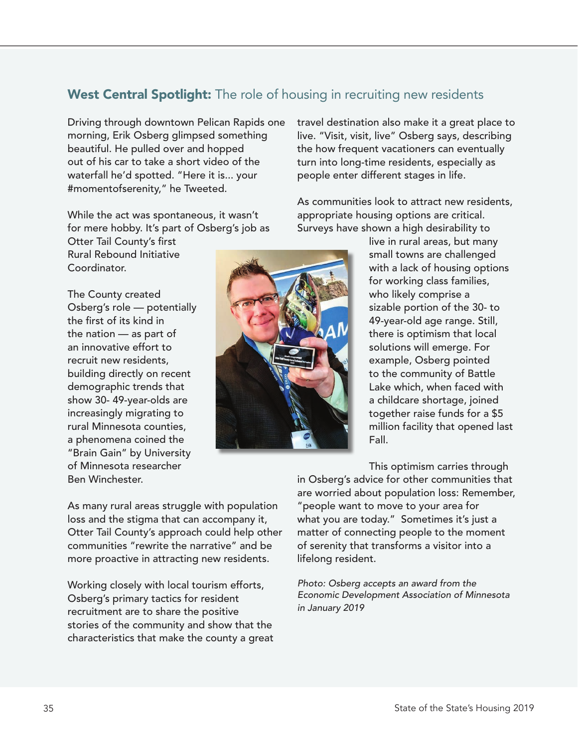## West Central Spotlight: The role of housing in recruiting new residents

Driving through downtown Pelican Rapids one morning, Erik Osberg glimpsed something beautiful. He pulled over and hopped out of his car to take a short video of the waterfall he'd spotted. "Here it is... your #momentofserenity," he Tweeted.

While the act was spontaneous, it wasn't for mere hobby. It's part of Osberg's job as Otter Tail County's first Rural Rebound Initiative Coordinator.

The County created Osberg's role — potentially the first of its kind in the nation — as part of an innovative effort to recruit new residents, building directly on recent demographic trends that show 30- 49-year-olds are increasingly migrating to rural Minnesota counties, a phenomena coined the "Brain Gain" by University of Minnesota researcher Ben Winchester.

As many rural areas struggle with population loss and the stigma that can accompany it, Otter Tail County's approach could help other communities "rewrite the narrative" and be more proactive in attracting new residents.

Working closely with local tourism efforts, Osberg's primary tactics for resident recruitment are to share the positive stories of the community and show that the characteristics that make the county a great travel destination also make it a great place to live. "Visit, visit, live" Osberg says, describing the how frequent vacationers can eventually turn into long-time residents, especially as people enter different stages in life.

As communities look to attract new residents, appropriate housing options are critical. Surveys have shown a high desirability to live in rural areas, but many small towns are challenged with a lack of housing options for working class families, who likely comprise a sizable portion of the 30- to 49-year-old age range. Still, there is optimism that local solutions will emerge. For example, Osberg pointed to the community of Battle Lake which, when faced with a childcare shortage, joined together raise funds for a $5 million facility that opened last Fall.

This optimism carries through in Osberg's advice for other communities that are worried about population loss: Remember, "people want to move to your area for what you are today." Sometimes it's just a matter of connecting people to the moment of serenity that transforms a visitor into a lifelong resident.

*Photo: Osberg accepts an award from the Economic Development Association of Minnesota in January 2019*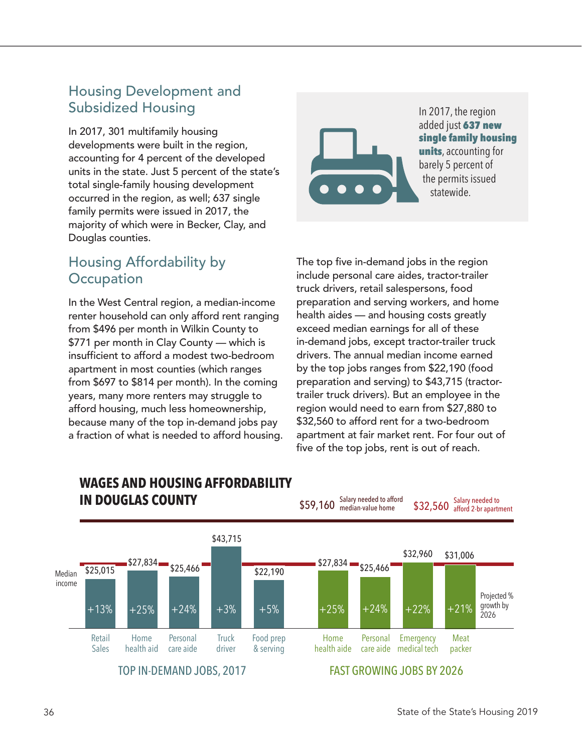## Housing Development and Subsidized Housing

In 2017, 301 multifamily housing developments were built in the region, accounting for 4 percent of the developed units in the state. Just 5 percent of the state's total single-family housing development occurred in the region, as well; 637 single family permits were issued in 2017, the majority of which were in Becker, Clay, and Douglas counties.

In 2017, the region added just **637 new single family housing units**, accounting for barely 5 percent of the permits issued statewide.

## Housing Affordability by Occupation

In the West Central region, a median-income renter household can only afford rent ranging from $496 per month in Wilkin County to $771 per month in Clay County — which is insufficient to afford a modest two-bedroom apartment in most counties (which ranges from $697 to $814 per month). In the coming years, many more renters may struggle to afford housing, much less homeownership, because many of the top in-demand jobs pay a fraction of what is needed to afford housing.

The top five in-demand jobs in the region include personal care aides, tractor-trailer truck drivers, retail salespersons, food preparation and serving workers, and home health aides — and housing costs greatly exceed median earnings for all of these in-demand jobs, except tractor-trailer truck drivers. The annual median income earned by the top jobs ranges from $22,190 (food preparation and serving) to $43,715 (tractor-trailer truck drivers). But an employee in the region would need to earn from $27,880 to $32,560 to afford rent for a two-bedroom apartment at fair market rent. For four out of five of the top jobs, rent is out of reach.

### WAGES AND HOUSING AFFORDABILITY IN DOUGLAS COUNTY

$59,160 Salary needed to afford median-value home

$32,560 Salary needed to afford 2-br apartment

Median income

Projected % growth by 2026

TOP IN-DEMAND JOBS, 2017

Retail Sales: $25,015, +13%

Home health aid: $27,834, +25%

Personal care aide: $25,466, +24%

Truck driver: $43,715, +3%

Food prep & serving: $22,190, +5%

FAST GROWING JOBS BY 2026

Home health aide: $27,834, +25%

Personal care aide: $25,466, +24%

Emergency medical tech: $32,960, +22%

Meat packer: $31,006, +21%